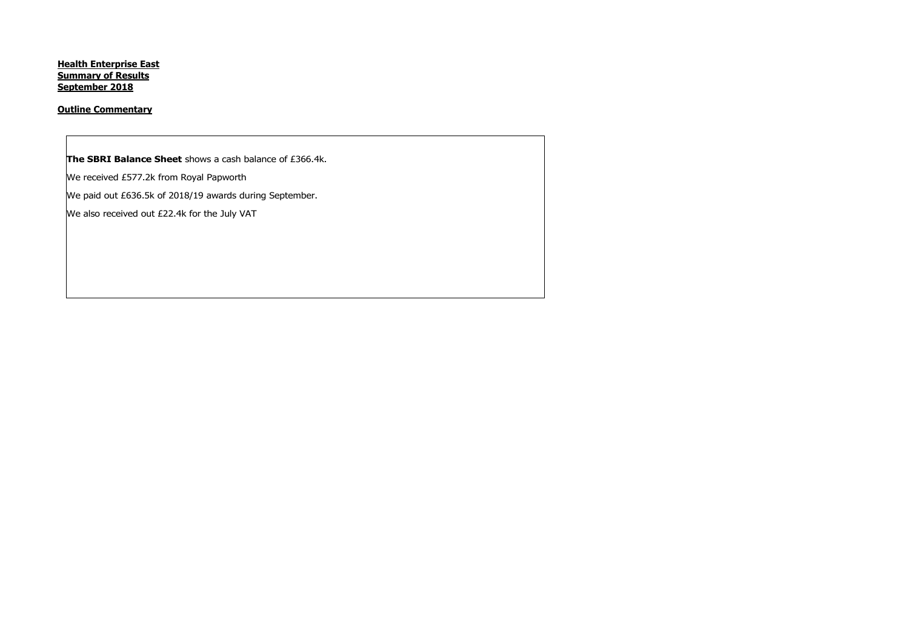**Health Enterprise East**
**Summary of Results**
**September 2018**

**Outline Commentary**

**The SBRI Balance Sheet** shows a cash balance of £366.4k.

We received £577.2k from Royal Papworth

We paid out £636.5k of 2018/19 awards during September.

We also received out £22.4k for the July VAT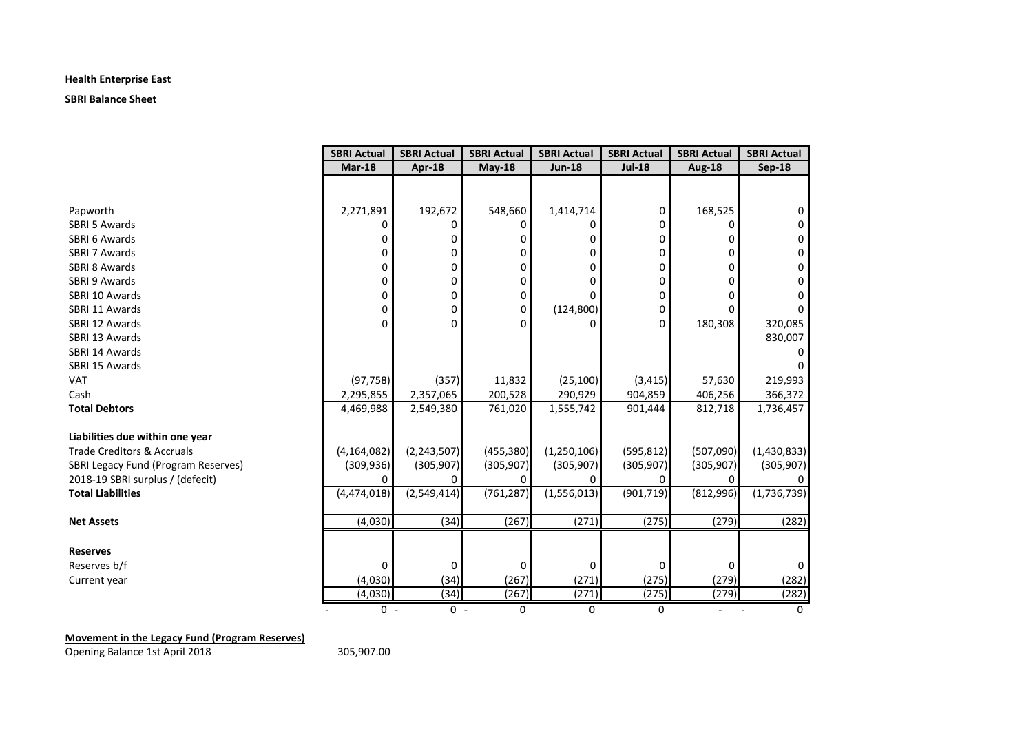**Health Enterprise East**

**SBRI Balance Sheet**

| | SBRI Actual | SBRI Actual | SBRI Actual | SBRI Actual | SBRI Actual | SBRI Actual | SBRI Actual |
|---|---|---|---|---|---|---|---|
| | **Mar-18** | **Apr-18** | **May-18** | **Jun-18** | **Jul-18** | **Aug-18** | **Sep-18** |
| Papworth | 2,271,891 | 192,672 | 548,660 | 1,414,714 | 0 | 168,525 | 0 |
| SBRI 5 Awards | 0 | 0 | 0 | 0 | 0 | 0 | 0 |
| SBRI 6 Awards | 0 | 0 | 0 | 0 | 0 | 0 | 0 |
| SBRI 7 Awards | 0 | 0 | 0 | 0 | 0 | 0 | 0 |
| SBRI 8 Awards | 0 | 0 | 0 | 0 | 0 | 0 | 0 |
| SBRI 9 Awards | 0 | 0 | 0 | 0 | 0 | 0 | 0 |
| SBRI 10 Awards | 0 | 0 | 0 | 0 | 0 | 0 | 0 |
| SBRI 11 Awards | 0 | 0 | 0 | (124,800) | 0 | 0 | 0 |
| SBRI 12 Awards | 0 | 0 | 0 | 0 | 0 | 180,308 | 320,085 |
| SBRI 13 Awards | | | | | | | 830,007 |
| SBRI 14 Awards | | | | | | | 0 |
| SBRI 15 Awards | | | | | | | 0 |
| VAT | (97,758) | (357) | 11,832 | (25,100) | (3,415) | 57,630 | 219,993 |
| Cash | 2,295,855 | 2,357,065 | 200,528 | 290,929 | 904,859 | 406,256 | 366,372 |
| **Total Debtors** | 4,469,988 | 2,549,380 | 761,020 | 1,555,742 | 901,444 | 812,718 | 1,736,457 |
| | | | | | | | |
| **Liabilities due within one year** | | | | | | | |
| Trade Creditors & Accruals | (4,164,082) | (2,243,507) | (455,380) | (1,250,106) | (595,812) | (507,090) | (1,430,833) |
| SBRI Legacy Fund (Program Reserves) | (309,936) | (305,907) | (305,907) | (305,907) | (305,907) | (305,907) | (305,907) |
| 2018-19 SBRI surplus / (defecit) | 0 | 0 | 0 | 0 | 0 | 0 | 0 |
| **Total Liabilities** | (4,474,018) | (2,549,414) | (761,287) | (1,556,013) | (901,719) | (812,996) | (1,736,739) |
| | | | | | | | |
| **Net Assets** | (4,030) | (34) | (267) | (271) | (275) | (279) | (282) |
| | | | | | | | |
| **Reserves** | | | | | | | |
| Reserves b/f | 0 | 0 | 0 | 0 | 0 | 0 | 0 |
| Current year | (4,030) | (34) | (267) | (271) | (275) | (279) | (282) |
| | (4,030) | (34) | (267) | (271) | (275) | (279) | (282) |
| | - 0 | - 0 | - 0 | 0 | 0 | - | - 0 |

**Movement in the Legacy Fund (Program Reserves)**

Opening Balance 1st April 2018 305,907.00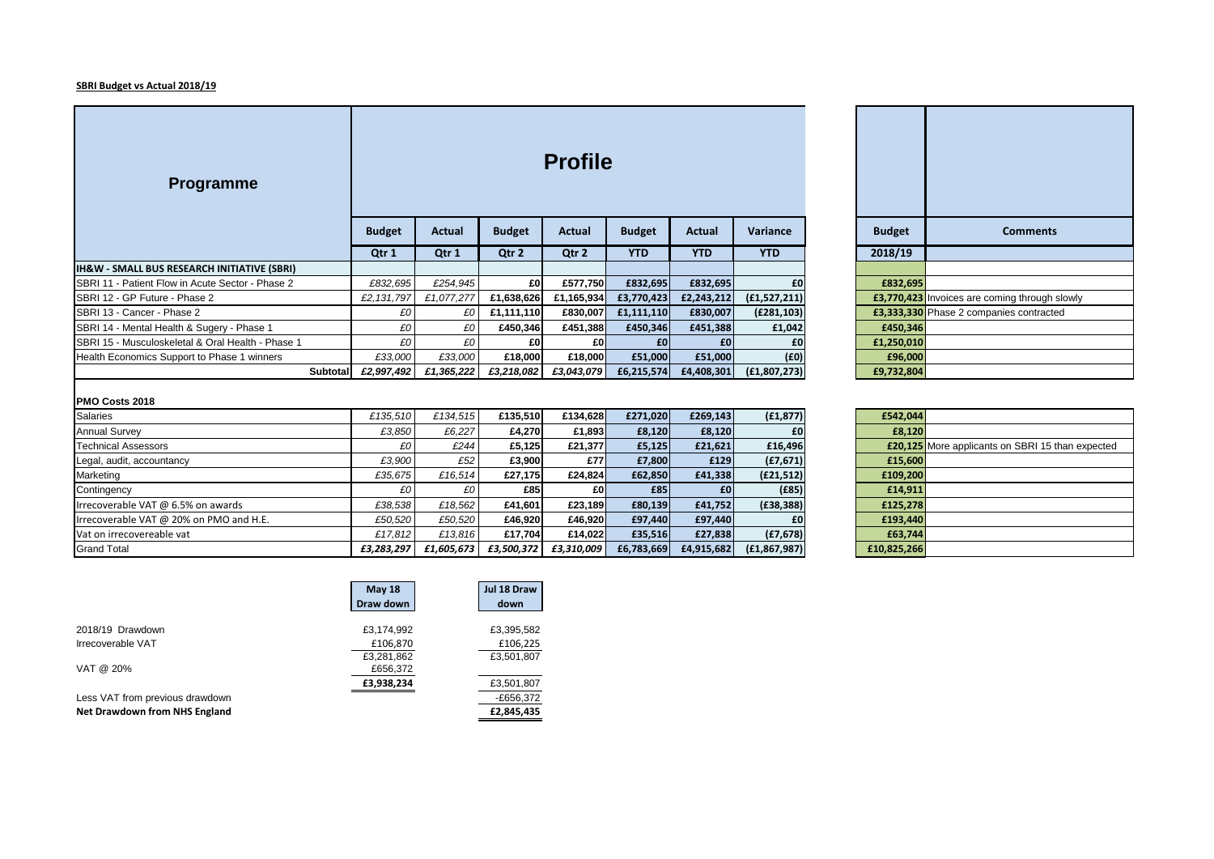**SBRI Budget vs Actual 2018/19**

| Programme | Profile | | | | | | | | Budget | Comments |
|---|---|---|---|---|---|---|---|---|---|---|
| | Budget | Actual | Budget | Actual | Budget | Actual | Variance | | Budget | Comments |
| | Qtr 1 | Qtr 1 | Qtr 2 | Qtr 2 | YTD | YTD | YTD | | 2018/19 | |
| **IH&W - SMALL BUS RESEARCH INITIATIVE (SBRI)** | | | | | | | | | | |
| SBRI 11 - Patient Flow in Acute Sector - Phase 2 | £832,695 | £254,945 | £0 | £577,750 | £832,695 | £832,695 | £0 | | £832,695 | |
| SBRI 12 - GP Future - Phase 2 | £2,131,797 | £1,077,277 | £1,638,626 | £1,165,934 | £3,770,423 | £2,243,212 | (£1,527,211) | | £3,770,423 | Invoices are coming through slowly |
| SBRI 13 - Cancer - Phase 2 | £0 | £0 | £1,111,110 | £830,007 | £1,111,110 | £830,007 | (£281,103) | | £3,333,330 | Phase 2 companies contracted |
| SBRI 14 - Mental Health & Sugery - Phase 1 | £0 | £0 | £450,346 | £451,388 | £450,346 | £451,388 | £1,042 | | £450,346 | |
| SBRI 15 - Musculoskeletal & Oral Health - Phase 1 | £0 | £0 | £0 | £0 | £0 | £0 | £0 | | £1,250,010 | |
| Health Economics Support to Phase 1 winners | £33,000 | £33,000 | £18,000 | £18,000 | £51,000 | £51,000 | (£0) | | £96,000 | |
| Subtotal | £2,997,492 | £1,365,222 | £3,218,082 | £3,043,079 | £6,215,574 | £4,408,301 | (£1,807,273) | | £9,732,804 | |
| **PMO Costs 2018** | | | | | | | | | | |
| Salaries | £135,510 | £134,515 | £135,510 | £134,628 | £271,020 | £269,143 | (£1,877) | | £542,044 | |
| Annual Survey | £3,850 | £6,227 | £4,270 | £1,893 | £8,120 | £8,120 | £0 | | £8,120 | |
| Technical Assessors | £0 | £244 | £5,125 | £21,377 | £5,125 | £21,621 | £16,496 | | £20,125 | More applicants on SBRI 15 than expected |
| Legal, audit, accountancy | £3,900 | £52 | £3,900 | £77 | £7,800 | £129 | (£7,671) | | £15,600 | |
| Marketing | £35,675 | £16,514 | £27,175 | £24,824 | £62,850 | £41,338 | (£21,512) | | £109,200 | |
| Contingency | £0 | £0 | £85 | £0 | £85 | £0 | (£85) | | £14,911 | |
| Irrecoverable VAT @ 6.5% on awards | £38,538 | £18,562 | £41,601 | £23,189 | £80,139 | £41,752 | (£38,388) | | £125,278 | |
| Irrecoverable VAT @ 20% on PMO and H.E. | £50,520 | £50,520 | £46,920 | £46,920 | £97,440 | £97,440 | £0 | | £193,440 | |
| Vat on irrecovereable vat | £17,812 | £13,816 | £17,704 | £14,022 | £35,516 | £27,838 | (£7,678) | | £63,744 | |
| Grand Total | £3,283,297 | £1,605,673 | £3,500,372 | £3,310,009 | £6,783,669 | £4,915,682 | (£1,867,987) | | £10,825,266 | |

| | May 18 Draw down | Jul 18 Draw down |
|---|---|---|
| 2018/19 Drawdown | £3,174,992 | £3,395,582 |
| Irrecoverable VAT | £106,870 | £106,225 |
| | £3,281,862 | £3,501,807 |
| VAT @ 20% | £656,372 | |
| | **£3,938,234** | £3,501,807 |
| Less VAT from previous drawdown | | -£656,372 |
| **Net Drawdown from NHS England** | | **£2,845,435** |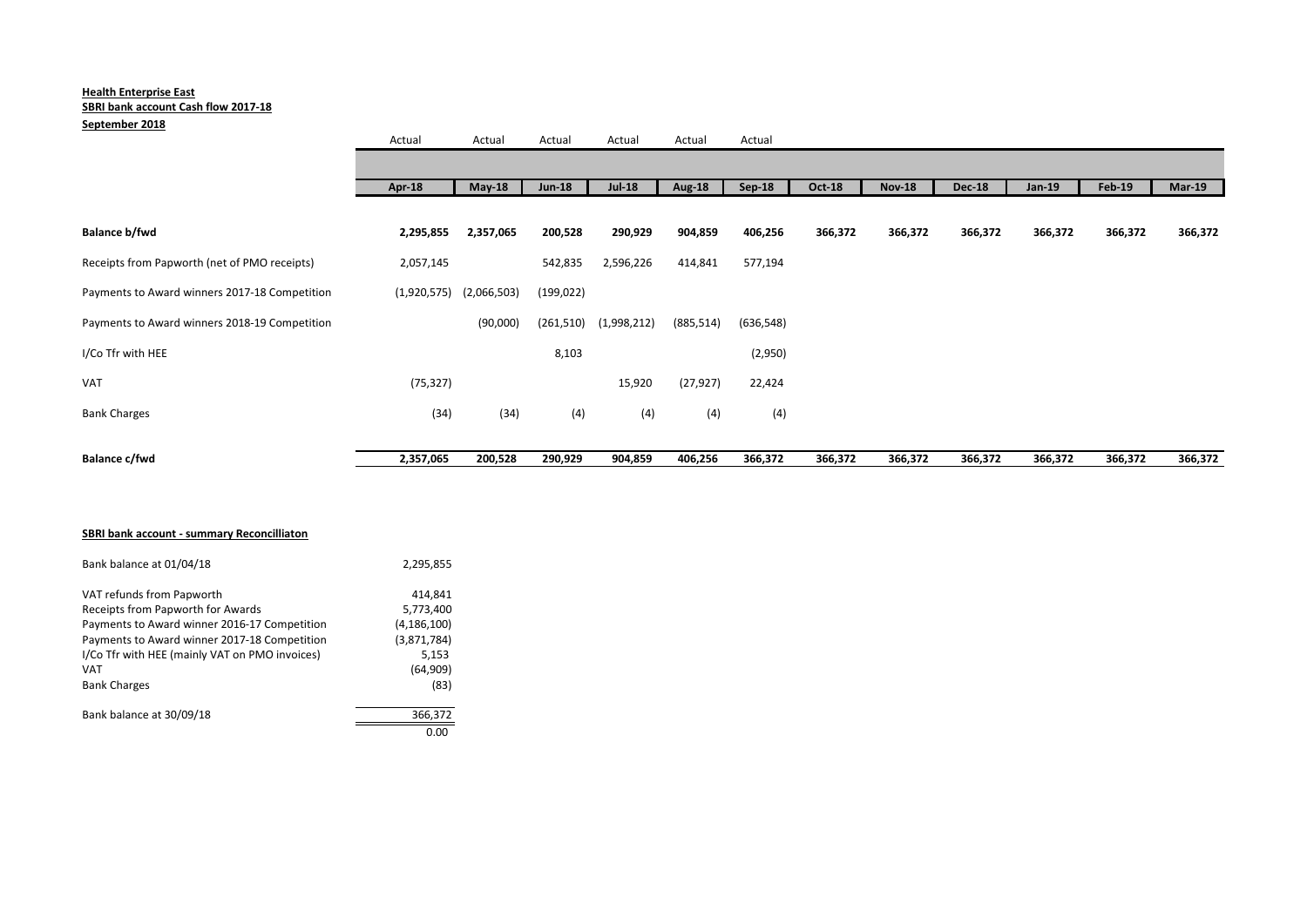**Health Enterprise East**
**SBRI bank account Cash flow 2017-18**
**September 2018**

| | Actual | Actual | Actual | Actual | Actual | Actual | | | | | | |
|---|---|---|---|---|---|---|---|---|---|---|---|---|
| | **Apr-18** | **May-18** | **Jun-18** | **Jul-18** | **Aug-18** | **Sep-18** | **Oct-18** | **Nov-18** | **Dec-18** | **Jan-19** | **Feb-19** | **Mar-19** |
| **Balance b/fwd** | **2,295,855** | **2,357,065** | **200,528** | **290,929** | **904,859** | **406,256** | **366,372** | **366,372** | **366,372** | **366,372** | **366,372** | **366,372** |
| Receipts from Papworth (net of PMO receipts) | 2,057,145 | | 542,835 | 2,596,226 | 414,841 | 577,194 | | | | | | |
| Payments to Award winners 2017-18 Competition | (1,920,575) | (2,066,503) | (199,022) | | | | | | | | | |
| Payments to Award winners 2018-19 Competition | | (90,000) | (261,510) | (1,998,212) | (885,514) | (636,548) | | | | | | |
| I/Co Tfr with HEE | | | 8,103 | | | (2,950) | | | | | | |
| VAT | (75,327) | | | 15,920 | (27,927) | 22,424 | | | | | | |
| Bank Charges | (34) | (34) | (4) | (4) | (4) | (4) | | | | | | |
| **Balance c/fwd** | **2,357,065** | **200,528** | **290,929** | **904,859** | **406,256** | **366,372** | **366,372** | **366,372** | **366,372** | **366,372** | **366,372** | **366,372** |

**SBRI bank account - summary Reconcilliaton**

| | |
|---|---|
| Bank balance at 01/04/18 | 2,295,855 |
| VAT refunds from Papworth | 414,841 |
| Receipts from Papworth for Awards | 5,773,400 |
| Payments to Award winner 2016-17 Competition | (4,186,100) |
| Payments to Award winner 2017-18 Competition | (3,871,784) |
| I/Co Tfr with HEE (mainly VAT on PMO invoices) | 5,153 |
| VAT | (64,909) |
| Bank Charges | (83) |
| Bank balance at 30/09/18 | 366,372 |
| | 0.00 |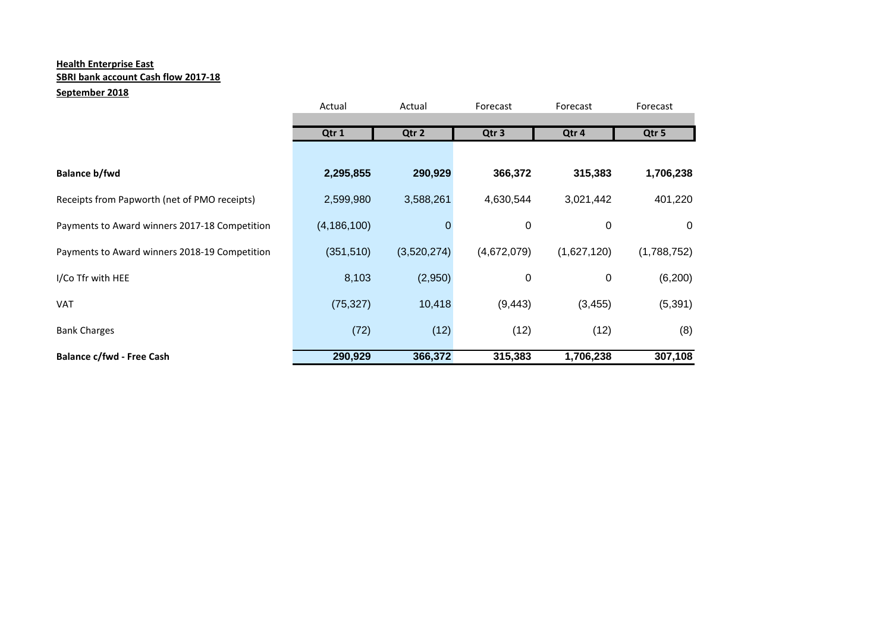**Health Enterprise East**

**SBRI bank account Cash flow 2017-18**

**September 2018**

| | Actual | Actual | Forecast | Forecast | Forecast |
|---|---|---|---|---|---|
| | **Qtr 1** | **Qtr 2** | **Qtr 3** | **Qtr 4** | **Qtr 5** |
| **Balance b/fwd** | **2,295,855** | **290,929** | **366,372** | **315,383** | **1,706,238** |
| Receipts from Papworth (net of PMO receipts) | 2,599,980 | 3,588,261 | 4,630,544 | 3,021,442 | 401,220 |
| Payments to Award winners 2017-18 Competition | (4,186,100) | 0 | 0 | 0 | 0 |
| Payments to Award winners 2018-19 Competition | (351,510) | (3,520,274) | (4,672,079) | (1,627,120) | (1,788,752) |
| I/Co Tfr with HEE | 8,103 | (2,950) | 0 | 0 | (6,200) |
| VAT | (75,327) | 10,418 | (9,443) | (3,455) | (5,391) |
| Bank Charges | (72) | (12) | (12) | (12) | (8) |
| **Balance c/fwd - Free Cash** | **290,929** | **366,372** | **315,383** | **1,706,238** | **307,108** |